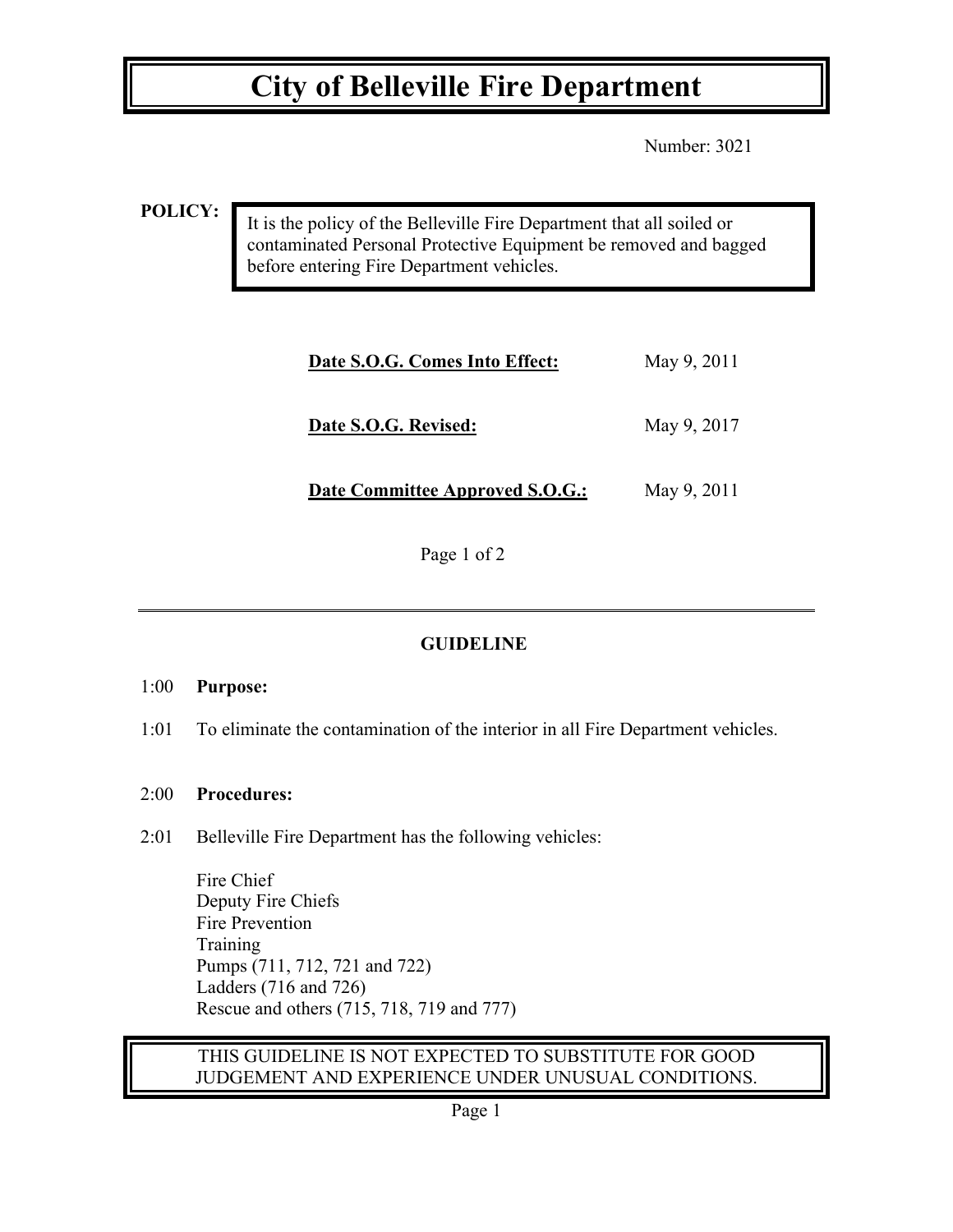# City of Belleville Fire Department

Number: 3021

**POLICY:**

It is the policy of the Belleville Fire Department that all soiled or contaminated Personal Protective Equipment be removed and bagged before entering Fire Department vehicles.

| | |
|---|---|
| **Date S.O.G. Comes Into Effect:** | May 9, 2011 |
| **Date S.O.G. Revised:** | May 9, 2017 |
| **Date Committee Approved S.O.G.:** | May 9, 2011 |

Page 1 of 2

---

## GUIDELINE

1:00 **Purpose:**

1:01 To eliminate the contamination of the interior in all Fire Department vehicles.

2:00 **Procedures:**

2:01 Belleville Fire Department has the following vehicles:

Fire Chief
Deputy Fire Chiefs
Fire Prevention
Training
Pumps (711, 712, 721 and 722)
Ladders (716 and 726)
Rescue and others (715, 718, 719 and 777)

THIS GUIDELINE IS NOT EXPECTED TO SUBSTITUTE FOR GOOD JUDGEMENT AND EXPERIENCE UNDER UNUSUAL CONDITIONS.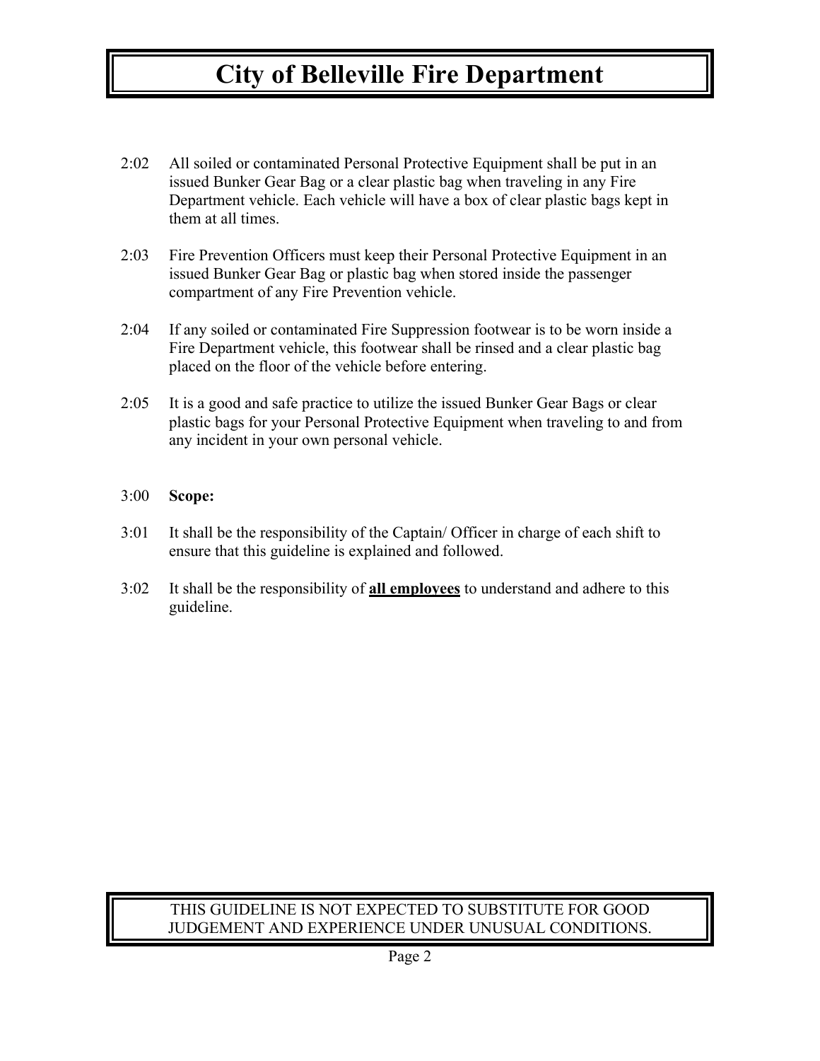2:02 All soiled or contaminated Personal Protective Equipment shall be put in an issued Bunker Gear Bag or a clear plastic bag when traveling in any Fire Department vehicle. Each vehicle will have a box of clear plastic bags kept in them at all times.

2:03 Fire Prevention Officers must keep their Personal Protective Equipment in an issued Bunker Gear Bag or plastic bag when stored inside the passenger compartment of any Fire Prevention vehicle.

2:04 If any soiled or contaminated Fire Suppression footwear is to be worn inside a Fire Department vehicle, this footwear shall be rinsed and a clear plastic bag placed on the floor of the vehicle before entering.

2:05 It is a good and safe practice to utilize the issued Bunker Gear Bags or clear plastic bags for your Personal Protective Equipment when traveling to and from any incident in your own personal vehicle.

3:00 **Scope:**

3:01 It shall be the responsibility of the Captain/ Officer in charge of each shift to ensure that this guideline is explained and followed.

3:02 It shall be the responsibility of **<u>all employees</u>** to understand and adhere to this guideline.